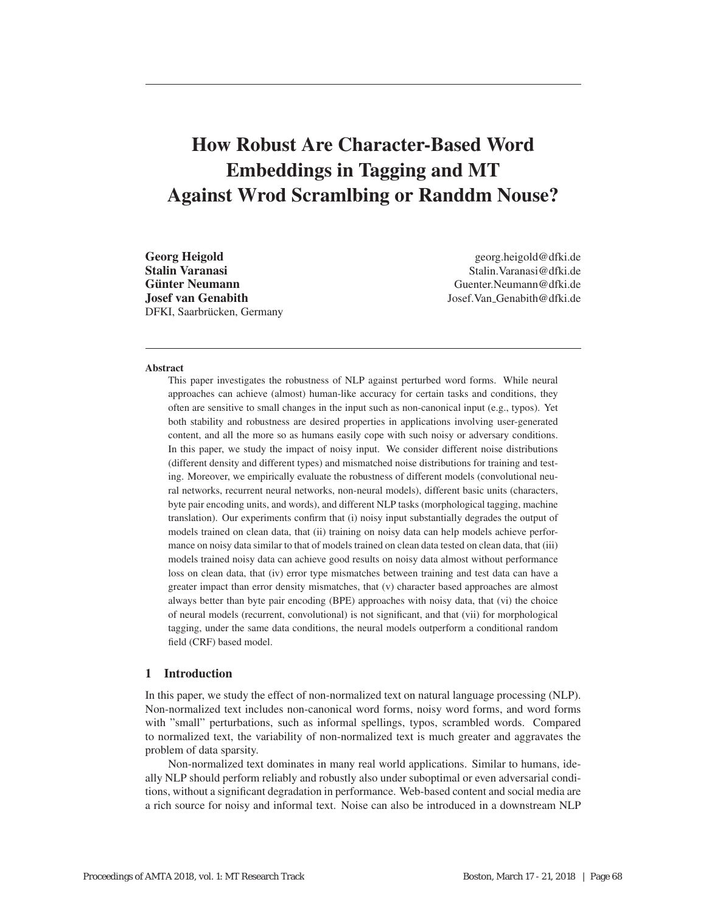# How Robust Are Character-Based Word Embeddings in Tagging and MT Against Wrod Scramlbing or Randdm Nouse?

**Georg Heigold** georg.heigold@dfki.de
**Stalin Varanasi** Stalin.Varanasi@dfki.de
**Günter Neumann** Guenter.Neumann@dfki.de
**Josef van Genabith** Josef.Van_Genabith@dfki.de
DFKI, Saarbrücken, Germany

## Abstract

This paper investigates the robustness of NLP against perturbed word forms. While neural approaches can achieve (almost) human-like accuracy for certain tasks and conditions, they often are sensitive to small changes in the input such as non-canonical input (e.g., typos). Yet both stability and robustness are desired properties in applications involving user-generated content, and all the more so as humans easily cope with such noisy or adversary conditions. In this paper, we study the impact of noisy input. We consider different noise distributions (different density and different types) and mismatched noise distributions for training and testing. Moreover, we empirically evaluate the robustness of different models (convolutional neural networks, recurrent neural networks, non-neural models), different basic units (characters, byte pair encoding units, and words), and different NLP tasks (morphological tagging, machine translation). Our experiments confirm that (i) noisy input substantially degrades the output of models trained on clean data, that (ii) training on noisy data can help models achieve performance on noisy data similar to that of models trained on clean data tested on clean data, that (iii) models trained noisy data can achieve good results on noisy data almost without performance loss on clean data, that (iv) error type mismatches between training and test data can have a greater impact than error density mismatches, that (v) character based approaches are almost always better than byte pair encoding (BPE) approaches with noisy data, that (vi) the choice of neural models (recurrent, convolutional) is not significant, and that (vii) for morphological tagging, under the same data conditions, the neural models outperform a conditional random field (CRF) based model.

## 1 Introduction

In this paper, we study the effect of non-normalized text on natural language processing (NLP). Non-normalized text includes non-canonical word forms, noisy word forms, and word forms with "small" perturbations, such as informal spellings, typos, scrambled words. Compared to normalized text, the variability of non-normalized text is much greater and aggravates the problem of data sparsity.

Non-normalized text dominates in many real world applications. Similar to humans, ideally NLP should perform reliably and robustly also under suboptimal or even adversarial conditions, without a significant degradation in performance. Web-based content and social media are a rich source for noisy and informal text. Noise can also be introduced in a downstream NLP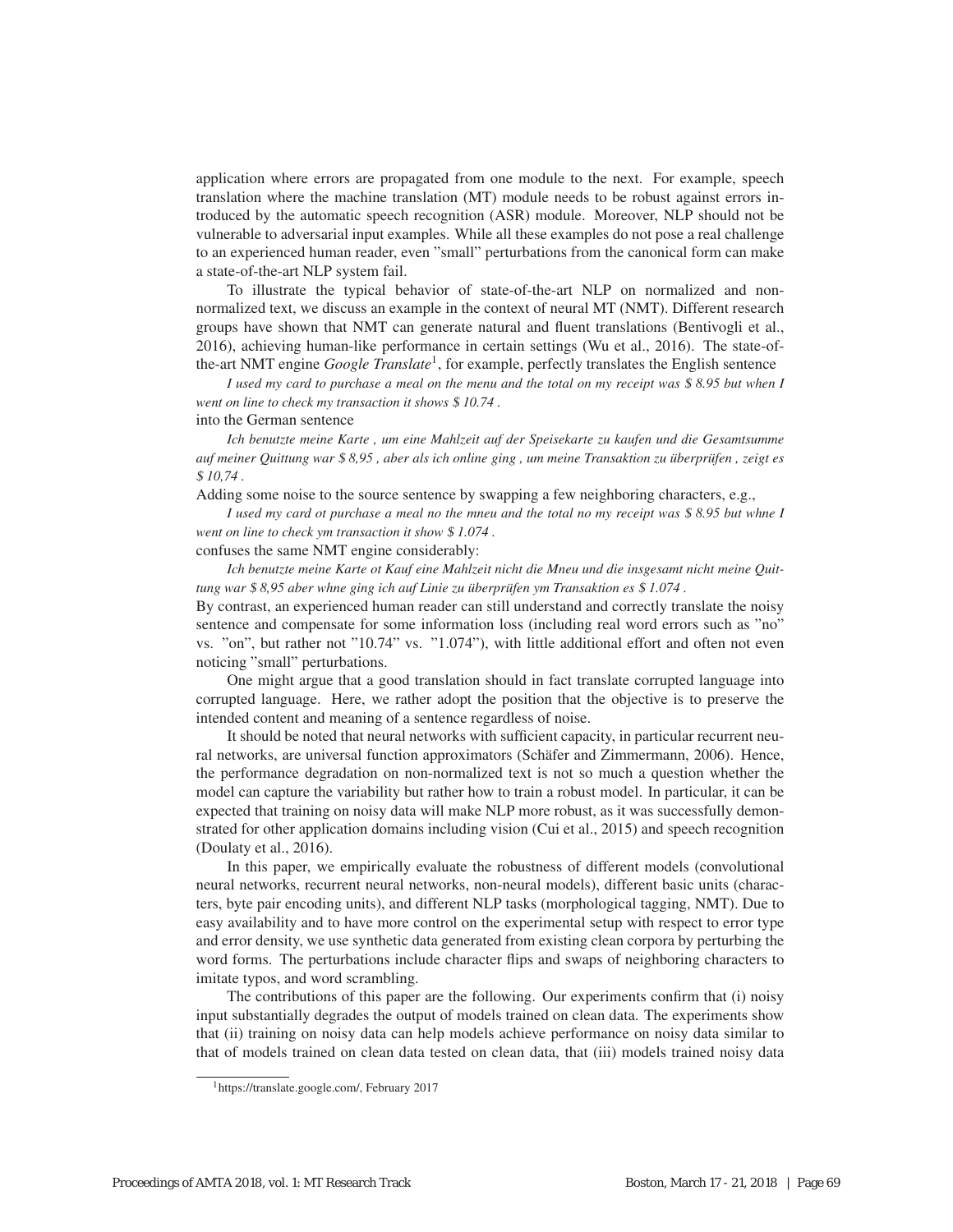application where errors are propagated from one module to the next. For example, speech translation where the machine translation (MT) module needs to be robust against errors introduced by the automatic speech recognition (ASR) module. Moreover, NLP should not be vulnerable to adversarial input examples. While all these examples do not pose a real challenge to an experienced human reader, even "small" perturbations from the canonical form can make a state-of-the-art NLP system fail.

To illustrate the typical behavior of state-of-the-art NLP on normalized and non-normalized text, we discuss an example in the context of neural MT (NMT). Different research groups have shown that NMT can generate natural and fluent translations (Bentivogli et al., 2016), achieving human-like performance in certain settings (Wu et al., 2016). The state-of-the-art NMT engine *Google Translate*[1], for example, perfectly translates the English sentence

*I used my card to purchase a meal on the menu and the total on my receipt was $ 8.95 but when I went on line to check my transaction it shows $ 10.74 .*

into the German sentence

*Ich benutzte meine Karte , um eine Mahlzeit auf der Speisekarte zu kaufen und die Gesamtsumme auf meiner Quittung war $ 8,95 , aber als ich online ging , um meine Transaktion zu überprüfen , zeigt es $ 10,74 .*

Adding some noise to the source sentence by swapping a few neighboring characters, e.g.,

*I used my card ot purchase a meal no the mneu and the total no my receipt was $ 8.95 but whne I went on line to check ym transaction it show $ 1.074 .*

confuses the same NMT engine considerably:

*Ich benutzte meine Karte ot Kauf eine Mahlzeit nicht die Mneu und die insgesamt nicht meine Quittung war $ 8,95 aber whne ging ich auf Linie zu überprüfen ym Transaktion es $ 1.074 .*

By contrast, an experienced human reader can still understand and correctly translate the noisy sentence and compensate for some information loss (including real word errors such as "no" vs. "on", but rather not "10.74" vs. "1.074"), with little additional effort and often not even noticing "small" perturbations.

One might argue that a good translation should in fact translate corrupted language into corrupted language. Here, we rather adopt the position that the objective is to preserve the intended content and meaning of a sentence regardless of noise.

It should be noted that neural networks with sufficient capacity, in particular recurrent neural networks, are universal function approximators (Schäfer and Zimmermann, 2006). Hence, the performance degradation on non-normalized text is not so much a question whether the model can capture the variability but rather how to train a robust model. In particular, it can be expected that training on noisy data will make NLP more robust, as it was successfully demonstrated for other application domains including vision (Cui et al., 2015) and speech recognition (Doulaty et al., 2016).

In this paper, we empirically evaluate the robustness of different models (convolutional neural networks, recurrent neural networks, non-neural models), different basic units (characters, byte pair encoding units), and different NLP tasks (morphological tagging, NMT). Due to easy availability and to have more control on the experimental setup with respect to error type and error density, we use synthetic data generated from existing clean corpora by perturbing the word forms. The perturbations include character flips and swaps of neighboring characters to imitate typos, and word scrambling.

The contributions of this paper are the following. Our experiments confirm that (i) noisy input substantially degrades the output of models trained on clean data. The experiments show that (ii) training on noisy data can help models achieve performance on noisy data similar to that of models trained on clean data tested on clean data, that (iii) models trained noisy data

[1] https://translate.google.com/, February 2017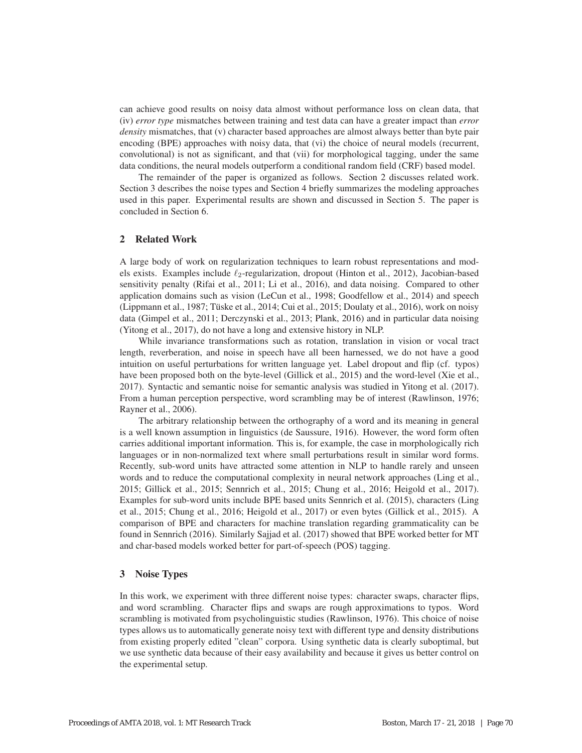can achieve good results on noisy data almost without performance loss on clean data, that (iv) *error type* mismatches between training and test data can have a greater impact than *error density* mismatches, that (v) character based approaches are almost always better than byte pair encoding (BPE) approaches with noisy data, that (vi) the choice of neural models (recurrent, convolutional) is not as significant, and that (vii) for morphological tagging, under the same data conditions, the neural models outperform a conditional random field (CRF) based model.

The remainder of the paper is organized as follows. Section 2 discusses related work. Section 3 describes the noise types and Section 4 briefly summarizes the modeling approaches used in this paper. Experimental results are shown and discussed in Section 5. The paper is concluded in Section 6.

## 2 Related Work

A large body of work on regularization techniques to learn robust representations and models exists. Examples include $\ell_2$-regularization, dropout (Hinton et al., 2012), Jacobian-based sensitivity penalty (Rifai et al., 2011; Li et al., 2016), and data noising. Compared to other application domains such as vision (LeCun et al., 1998; Goodfellow et al., 2014) and speech (Lippmann et al., 1987; Tüske et al., 2014; Cui et al., 2015; Doulaty et al., 2016), work on noisy data (Gimpel et al., 2011; Derczynski et al., 2013; Plank, 2016) and in particular data noising (Yitong et al., 2017), do not have a long and extensive history in NLP.

While invariance transformations such as rotation, translation in vision or vocal tract length, reverberation, and noise in speech have all been harnessed, we do not have a good intuition on useful perturbations for written language yet. Label dropout and flip (cf. typos) have been proposed both on the byte-level (Gillick et al., 2015) and the word-level (Xie et al., 2017). Syntactic and semantic noise for semantic analysis was studied in Yitong et al. (2017). From a human perception perspective, word scrambling may be of interest (Rawlinson, 1976; Rayner et al., 2006).

The arbitrary relationship between the orthography of a word and its meaning in general is a well known assumption in linguistics (de Saussure, 1916). However, the word form often carries additional important information. This is, for example, the case in morphologically rich languages or in non-normalized text where small perturbations result in similar word forms. Recently, sub-word units have attracted some attention in NLP to handle rarely and unseen words and to reduce the computational complexity in neural network approaches (Ling et al., 2015; Gillick et al., 2015; Sennrich et al., 2015; Chung et al., 2016; Heigold et al., 2017). Examples for sub-word units include BPE based units Sennrich et al. (2015), characters (Ling et al., 2015; Chung et al., 2016; Heigold et al., 2017) or even bytes (Gillick et al., 2015). A comparison of BPE and characters for machine translation regarding grammaticality can be found in Sennrich (2016). Similarly Sajjad et al. (2017) showed that BPE worked better for MT and char-based models worked better for part-of-speech (POS) tagging.

## 3 Noise Types

In this work, we experiment with three different noise types: character swaps, character flips, and word scrambling. Character flips and swaps are rough approximations to typos. Word scrambling is motivated from psycholinguistic studies (Rawlinson, 1976). This choice of noise types allows us to automatically generate noisy text with different type and density distributions from existing properly edited "clean" corpora. Using synthetic data is clearly suboptimal, but we use synthetic data because of their easy availability and because it gives us better control on the experimental setup.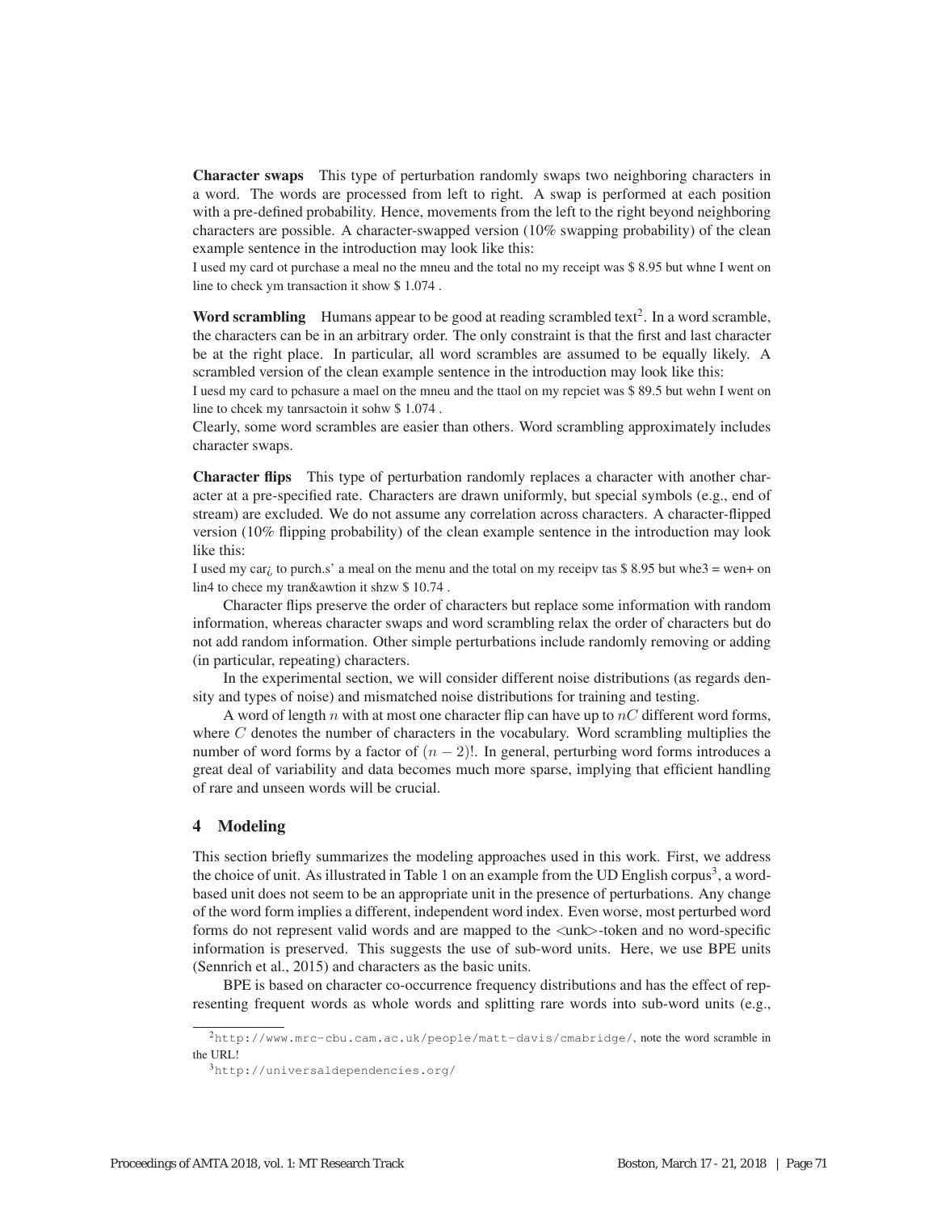**Character swaps** This type of perturbation randomly swaps two neighboring characters in a word. The words are processed from left to right. A swap is performed at each position with a pre-defined probability. Hence, movements from the left to the right beyond neighboring characters are possible. A character-swapped version (10% swapping probability) of the clean example sentence in the introduction may look like this:

I used my card ot purchase a meal no the mneu and the total no my receipt was $ 8.95 but whne I went on line to check ym transaction it show $ 1.074 .

**Word scrambling** Humans appear to be good at reading scrambled text[2]. In a word scramble, the characters can be in an arbitrary order. The only constraint is that the first and last character be at the right place. In particular, all word scrambles are assumed to be equally likely. A scrambled version of the clean example sentence in the introduction may look like this:

I uesd my card to pchasure a mael on the mneu and the ttaol on my repciet was $ 89.5 but wehn I went on line to chcek my tanrsactoin it sohw $ 1.074 .

Clearly, some word scrambles are easier than others. Word scrambling approximately includes character swaps.

**Character flips** This type of perturbation randomly replaces a character with another character at a pre-specified rate. Characters are drawn uniformly, but special symbols (e.g., end of stream) are excluded. We do not assume any correlation across characters. A character-flipped version (10% flipping probability) of the clean example sentence in the introduction may look like this:

I used my car¿ to purch.s' a meal on the menu and the total on my receipv tas $ 8.95 but whe3 = wen+ on lin4 to chece my tran&awtion it shzw $ 10.74 .

Character flips preserve the order of characters but replace some information with random information, whereas character swaps and word scrambling relax the order of characters but do not add random information. Other simple perturbations include randomly removing or adding (in particular, repeating) characters.

In the experimental section, we will consider different noise distributions (as regards density and types of noise) and mismatched noise distributions for training and testing.

A word of length $n$ with at most one character flip can have up to $nC$ different word forms, where $C$ denotes the number of characters in the vocabulary. Word scrambling multiplies the number of word forms by a factor of $(n-2)!$. In general, perturbing word forms introduces a great deal of variability and data becomes much more sparse, implying that efficient handling of rare and unseen words will be crucial.

## 4 Modeling

This section briefly summarizes the modeling approaches used in this work. First, we address the choice of unit. As illustrated in Table 1 on an example from the UD English corpus[3], a word-based unit does not seem to be an appropriate unit in the presence of perturbations. Any change of the word form implies a different, independent word index. Even worse, most perturbed word forms do not represent valid words and are mapped to the <unk>-token and no word-specific information is preserved. This suggests the use of sub-word units. Here, we use BPE units (Sennrich et al., 2015) and characters as the basic units.

BPE is based on character co-occurrence frequency distributions and has the effect of representing frequent words as whole words and splitting rare words into sub-word units (e.g.,

[2] http://www.mrc-cbu.cam.ac.uk/people/matt-davis/cmabridge/, note the word scramble in the URL!

[3] http://universaldependencies.org/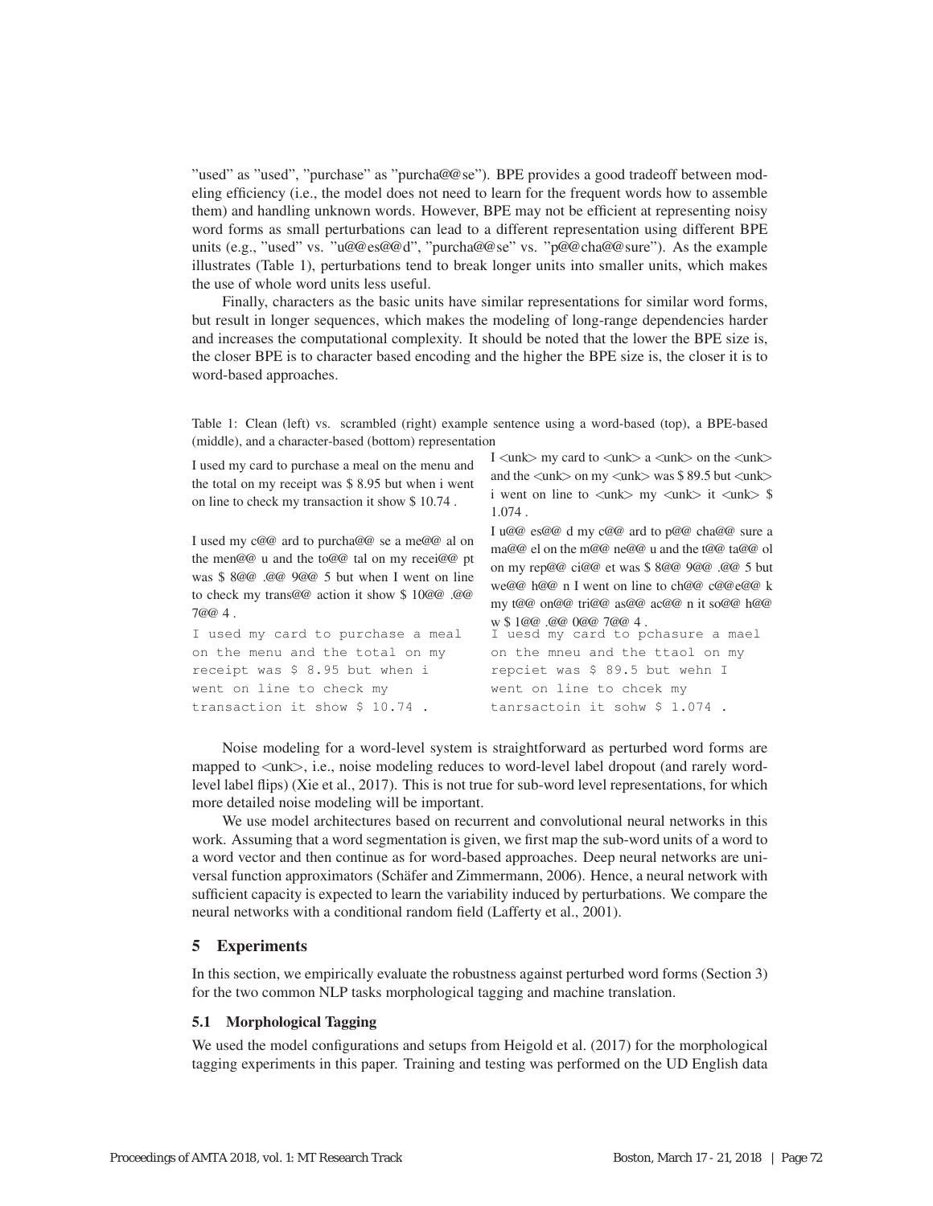"used" as "used", "purchase" as "purcha@@se"). BPE provides a good tradeoff between modeling efficiency (i.e., the model does not need to learn for the frequent words how to assemble them) and handling unknown words. However, BPE may not be efficient at representing noisy word forms as small perturbations can lead to a different representation using different BPE units (e.g., "used" vs. "u@@es@@d", "purcha@@se" vs. "p@@cha@@sure"). As the example illustrates (Table 1), perturbations tend to break longer units into smaller units, which makes the use of whole word units less useful.

Finally, characters as the basic units have similar representations for similar word forms, but result in longer sequences, which makes the modeling of long-range dependencies harder and increases the computational complexity. It should be noted that the lower the BPE size is, the closer BPE is to character based encoding and the higher the BPE size is, the closer it is to word-based approaches.

Table 1: Clean (left) vs. scrambled (right) example sentence using a word-based (top), a BPE-based (middle), and a character-based (bottom) representation

| Clean | Scrambled |
|---|---|
| I used my card to purchase a meal on the menu and the total on my receipt was $ 8.95 but when i went on line to check my transaction it show $ 10.74 . | I <unk> my card to <unk> a <unk> on the <unk> and the <unk> on my <unk> was $ 89.5 but <unk> i went on line to <unk> my <unk> it <unk> $ 1.074 . |
| I used my c@@ ard to purcha@@ se a me@@ al on the men@@ u and the to@@ tal on my recei@@ pt was $ 8@@ .@@ 9@@ 5 but when I went on line to check my trans@@ action it show $ 10@@ .@@ 7@@ 4 . | I u@@ es@@ d my c@@ ard to p@@ cha@@ sure a ma@@ el on the m@@ ne@@ u and the t@@ ta@@ ol on my rep@@ ci@@ et was $ 8@@ 9@@ .@@ 5 but we@@ h@@ n I went on line to ch@@ c@@e@@ k my t@@ on@@ tri@@ as@@ ac@@ n it so@@ h@@ w $ 1@@ .@@ 0@@ 7@@ 4 . |
| `I used my card to purchase a meal on the menu and the total on my receipt was $ 8.95 but when i went on line to check my transaction it show $ 10.74 .` | `I uesd my card to pchasure a mael on the mneu and the ttaol on my repciet was $ 89.5 but wehn I went on line to chcek my tanrsactoin it sohw $ 1.074 .` |

Noise modeling for a word-level system is straightforward as perturbed word forms are mapped to <unk>, i.e., noise modeling reduces to word-level label dropout (and rarely word-level label flips) (Xie et al., 2017). This is not true for sub-word level representations, for which more detailed noise modeling will be important.

We use model architectures based on recurrent and convolutional neural networks in this work. Assuming that a word segmentation is given, we first map the sub-word units of a word to a word vector and then continue as for word-based approaches. Deep neural networks are universal function approximators (Schäfer and Zimmermann, 2006). Hence, a neural network with sufficient capacity is expected to learn the variability induced by perturbations. We compare the neural networks with a conditional random field (Lafferty et al., 2001).

## 5 Experiments

In this section, we empirically evaluate the robustness against perturbed word forms (Section 3) for the two common NLP tasks morphological tagging and machine translation.

### 5.1 Morphological Tagging

We used the model configurations and setups from Heigold et al. (2017) for the morphological tagging experiments in this paper. Training and testing was performed on the UD English data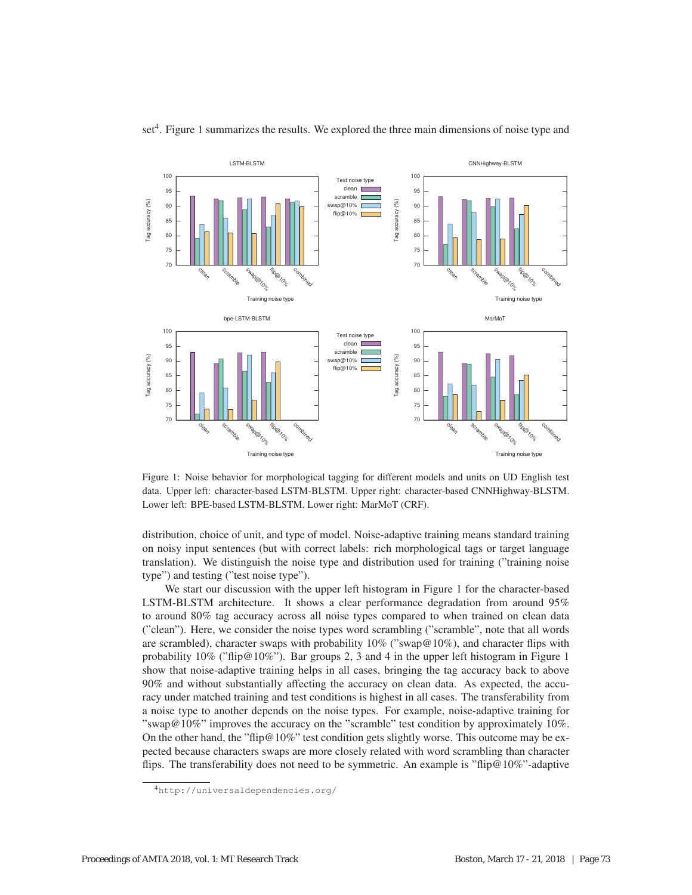set[4]. Figure 1 summarizes the results. We explored the three main dimensions of noise type and

Figure 1: Noise behavior for morphological tagging for different models and units on UD English test data. Upper left: character-based LSTM-BLSTM. Upper right: character-based CNNHighway-BLSTM. Lower left: BPE-based LSTM-BLSTM. Lower right: MarMoT (CRF).

distribution, choice of unit, and type of model. Noise-adaptive training means standard training on noisy input sentences (but with correct labels: rich morphological tags or target language translation). We distinguish the noise type and distribution used for training ("training noise type") and testing ("test noise type").

We start our discussion with the upper left histogram in Figure 1 for the character-based LSTM-BLSTM architecture. It shows a clear performance degradation from around 95% to around 80% tag accuracy across all noise types compared to when trained on clean data ("clean"). Here, we consider the noise types word scrambling ("scramble", note that all words are scrambled), character swaps with probability 10% ("swap@10%), and character flips with probability 10% ("flip@10%"). Bar groups 2, 3 and 4 in the upper left histogram in Figure 1 show that noise-adaptive training helps in all cases, bringing the tag accuracy back to above 90% and without substantially affecting the accuracy on clean data. As expected, the accuracy under matched training and test conditions is highest in all cases. The transferability from a noise type to another depends on the noise types. For example, noise-adaptive training for "swap@10%" improves the accuracy on the "scramble" test condition by approximately 10%. On the other hand, the "flip@10%" test condition gets slightly worse. This outcome may be expected because characters swaps are more closely related with word scrambling than character flips. The transferability does not need to be symmetric. An example is "flip@10%"-adaptive

[4] http://universaldependencies.org/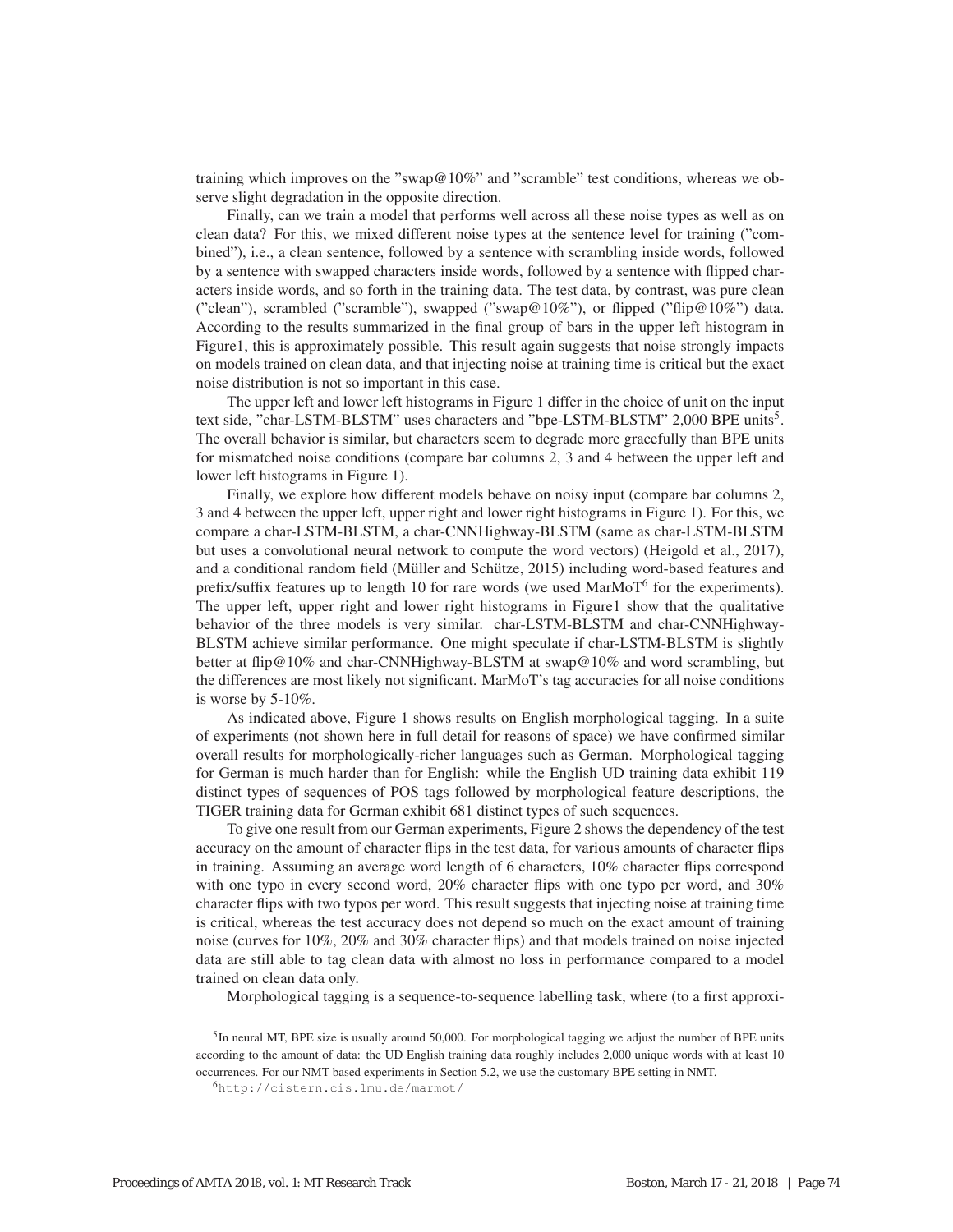training which improves on the "swap@10%" and "scramble" test conditions, whereas we observe slight degradation in the opposite direction.

Finally, can we train a model that performs well across all these noise types as well as on clean data? For this, we mixed different noise types at the sentence level for training ("combined"), i.e., a clean sentence, followed by a sentence with scrambling inside words, followed by a sentence with swapped characters inside words, followed by a sentence with flipped characters inside words, and so forth in the training data. The test data, by contrast, was pure clean ("clean"), scrambled ("scramble"), swapped ("swap@10%"), or flipped ("flip@10%") data. According to the results summarized in the final group of bars in the upper left histogram in Figure1, this is approximately possible. This result again suggests that noise strongly impacts on models trained on clean data, and that injecting noise at training time is critical but the exact noise distribution is not so important in this case.

The upper left and lower left histograms in Figure 1 differ in the choice of unit on the input text side, "char-LSTM-BLSTM" uses characters and "bpe-LSTM-BLSTM" 2,000 BPE units[5]. The overall behavior is similar, but characters seem to degrade more gracefully than BPE units for mismatched noise conditions (compare bar columns 2, 3 and 4 between the upper left and lower left histograms in Figure 1).

Finally, we explore how different models behave on noisy input (compare bar columns 2, 3 and 4 between the upper left, upper right and lower right histograms in Figure 1). For this, we compare a char-LSTM-BLSTM, a char-CNNHighway-BLSTM (same as char-LSTM-BLSTM but uses a convolutional neural network to compute the word vectors) (Heigold et al., 2017), and a conditional random field (Müller and Schütze, 2015) including word-based features and prefix/suffix features up to length 10 for rare words (we used MarMoT[6] for the experiments). The upper left, upper right and lower right histograms in Figure1 show that the qualitative behavior of the three models is very similar. char-LSTM-BLSTM and char-CNNHighway-BLSTM achieve similar performance. One might speculate if char-LSTM-BLSTM is slightly better at flip@10% and char-CNNHighway-BLSTM at swap@10% and word scrambling, but the differences are most likely not significant. MarMoT's tag accuracies for all noise conditions is worse by 5-10%.

As indicated above, Figure 1 shows results on English morphological tagging. In a suite of experiments (not shown here in full detail for reasons of space) we have confirmed similar overall results for morphologically-richer languages such as German. Morphological tagging for German is much harder than for English: while the English UD training data exhibit 119 distinct types of sequences of POS tags followed by morphological feature descriptions, the TIGER training data for German exhibit 681 distinct types of such sequences.

To give one result from our German experiments, Figure 2 shows the dependency of the test accuracy on the amount of character flips in the test data, for various amounts of character flips in training. Assuming an average word length of 6 characters, 10% character flips correspond with one typo in every second word, 20% character flips with one typo per word, and 30% character flips with two typos per word. This result suggests that injecting noise at training time is critical, whereas the test accuracy does not depend so much on the exact amount of training noise (curves for 10%, 20% and 30% character flips) and that models trained on noise injected data are still able to tag clean data with almost no loss in performance compared to a model trained on clean data only.

Morphological tagging is a sequence-to-sequence labelling task, where (to a first approxi-

[5] In neural MT, BPE size is usually around 50,000. For morphological tagging we adjust the number of BPE units according to the amount of data: the UD English training data roughly includes 2,000 unique words with at least 10 occurrences. For our NMT based experiments in Section 5.2, we use the customary BPE setting in NMT.

[6] http://cistern.cis.lmu.de/marmot/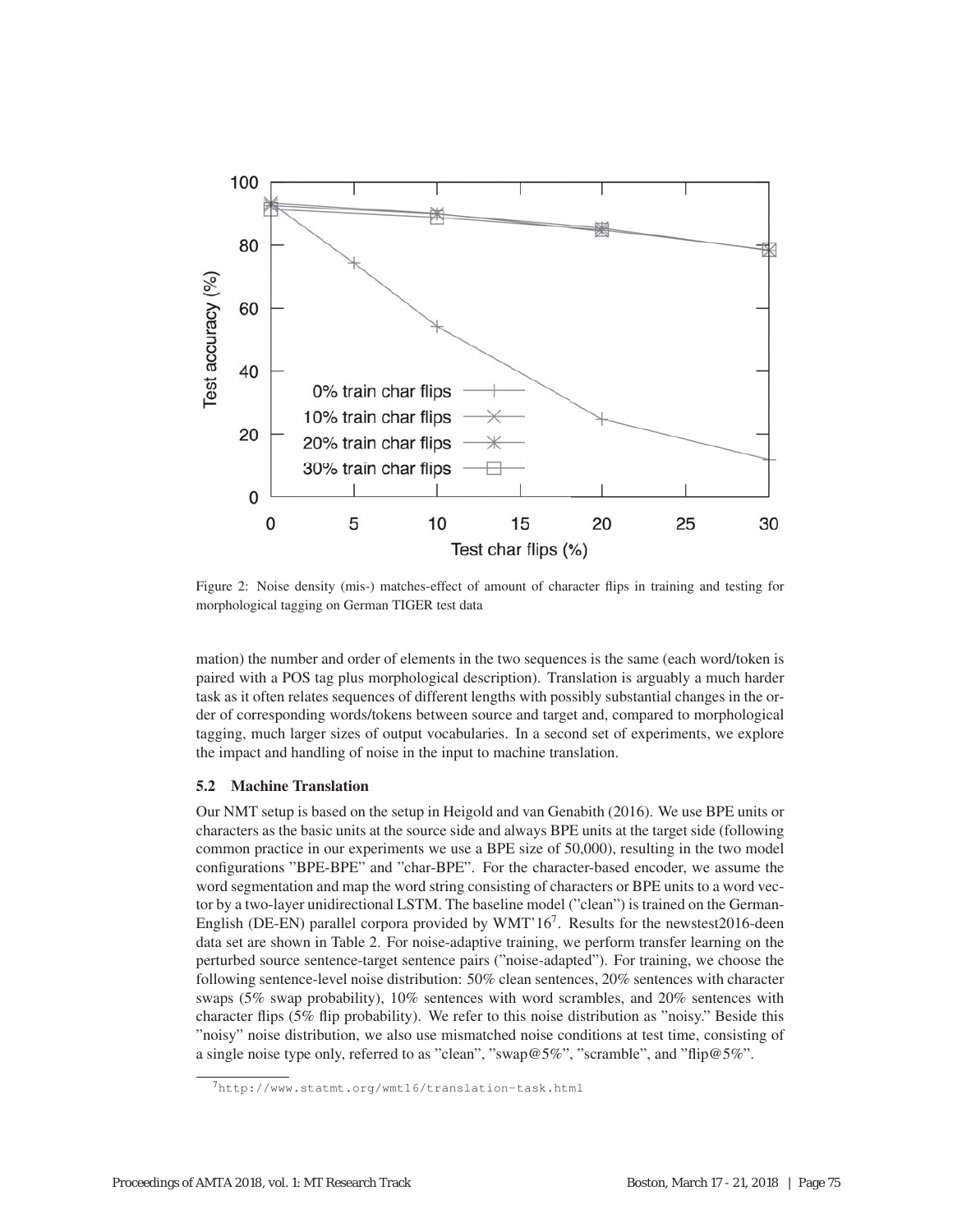Figure 2: Noise density (mis-) matches-effect of amount of character flips in training and testing for morphological tagging on German TIGER test data

mation) the number and order of elements in the two sequences is the same (each word/token is paired with a POS tag plus morphological description). Translation is arguably a much harder task as it often relates sequences of different lengths with possibly substantial changes in the order of corresponding words/tokens between source and target and, compared to morphological tagging, much larger sizes of output vocabularies. In a second set of experiments, we explore the impact and handling of noise in the input to machine translation.

### 5.2 Machine Translation

Our NMT setup is based on the setup in Heigold and van Genabith (2016). We use BPE units or characters as the basic units at the source side and always BPE units at the target side (following common practice in our experiments we use a BPE size of 50,000), resulting in the two model configurations "BPE-BPE" and "char-BPE". For the character-based encoder, we assume the word segmentation and map the word string consisting of characters or BPE units to a word vector by a two-layer unidirectional LSTM. The baseline model ("clean") is trained on the German-English (DE-EN) parallel corpora provided by WMT'16[7]. Results for the newstest2016-deen data set are shown in Table 2. For noise-adaptive training, we perform transfer learning on the perturbed source sentence-target sentence pairs ("noise-adapted"). For training, we choose the following sentence-level noise distribution: 50% clean sentences, 20% sentences with character swaps (5% swap probability), 10% sentences with word scrambles, and 20% sentences with character flips (5% flip probability). We refer to this noise distribution as "noisy." Beside this "noisy" noise distribution, we also use mismatched noise conditions at test time, consisting of a single noise type only, referred to as "clean", "swap@5%", "scramble", and "flip@5%".

[7] http://www.statmt.org/wmt16/translation-task.html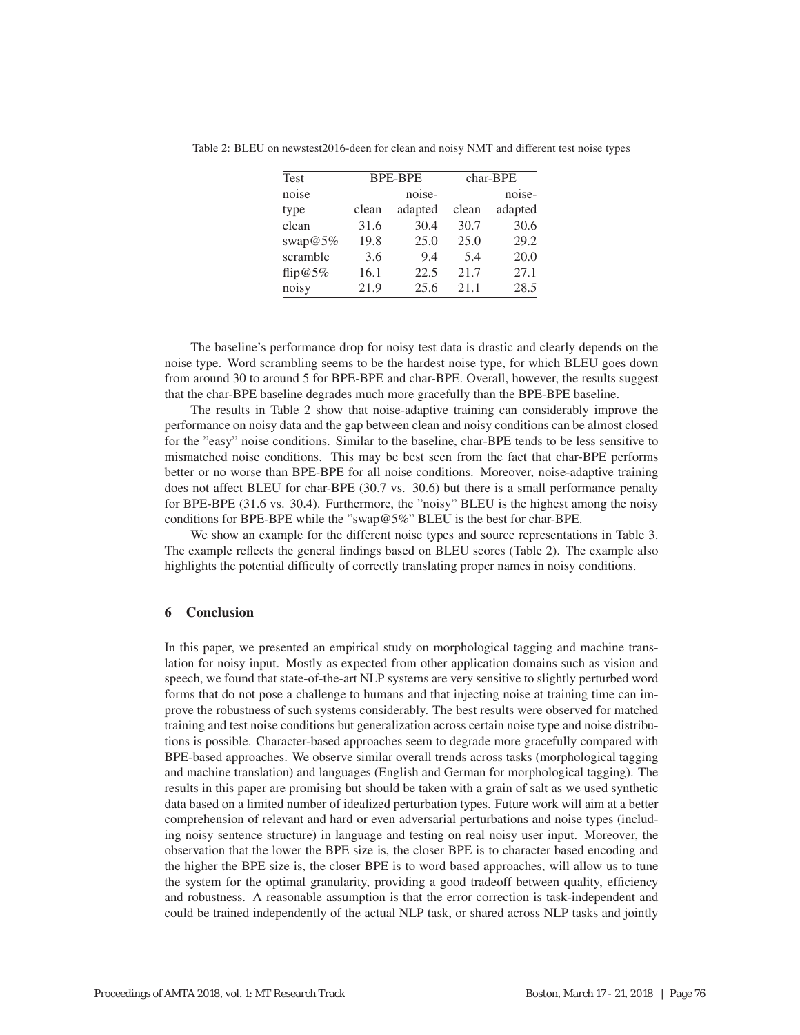Table 2: BLEU on newstest2016-deen for clean and noisy NMT and different test noise types

| Test noise type | BPE-BPE | | char-BPE | |
|---|---|---|---|---|
| | clean | noise-adapted | clean | noise-adapted |
| clean | 31.6 | 30.4 | 30.7 | 30.6 |
| swap@5% | 19.8 | 25.0 | 25.0 | 29.2 |
| scramble | 3.6 | 9.4 | 5.4 | 20.0 |
| flip@5% | 16.1 | 22.5 | 21.7 | 27.1 |
| noisy | 21.9 | 25.6 | 21.1 | 28.5 |

The baseline's performance drop for noisy test data is drastic and clearly depends on the noise type. Word scrambling seems to be the hardest noise type, for which BLEU goes down from around 30 to around 5 for BPE-BPE and char-BPE. Overall, however, the results suggest that the char-BPE baseline degrades much more gracefully than the BPE-BPE baseline.

The results in Table 2 show that noise-adaptive training can considerably improve the performance on noisy data and the gap between clean and noisy conditions can be almost closed for the "easy" noise conditions. Similar to the baseline, char-BPE tends to be less sensitive to mismatched noise conditions. This may be best seen from the fact that char-BPE performs better or no worse than BPE-BPE for all noise conditions. Moreover, noise-adaptive training does not affect BLEU for char-BPE (30.7 vs. 30.6) but there is a small performance penalty for BPE-BPE (31.6 vs. 30.4). Furthermore, the "noisy" BLEU is the highest among the noisy conditions for BPE-BPE while the "swap@5%" BLEU is the best for char-BPE.

We show an example for the different noise types and source representations in Table 3. The example reflects the general findings based on BLEU scores (Table 2). The example also highlights the potential difficulty of correctly translating proper names in noisy conditions.

## 6 Conclusion

In this paper, we presented an empirical study on morphological tagging and machine translation for noisy input. Mostly as expected from other application domains such as vision and speech, we found that state-of-the-art NLP systems are very sensitive to slightly perturbed word forms that do not pose a challenge to humans and that injecting noise at training time can improve the robustness of such systems considerably. The best results were observed for matched training and test noise conditions but generalization across certain noise type and noise distributions is possible. Character-based approaches seem to degrade more gracefully compared with BPE-based approaches. We observe similar overall trends across tasks (morphological tagging and machine translation) and languages (English and German for morphological tagging). The results in this paper are promising but should be taken with a grain of salt as we used synthetic data based on a limited number of idealized perturbation types. Future work will aim at a better comprehension of relevant and hard or even adversarial perturbations and noise types (including noisy sentence structure) in language and testing on real noisy user input. Moreover, the observation that the lower the BPE size is, the closer BPE is to character based encoding and the higher the BPE size is, the closer BPE is to word based approaches, will allow us to tune the system for the optimal granularity, providing a good tradeoff between quality, efficiency and robustness. A reasonable assumption is that the error correction is task-independent and could be trained independently of the actual NLP task, or shared across NLP tasks and jointly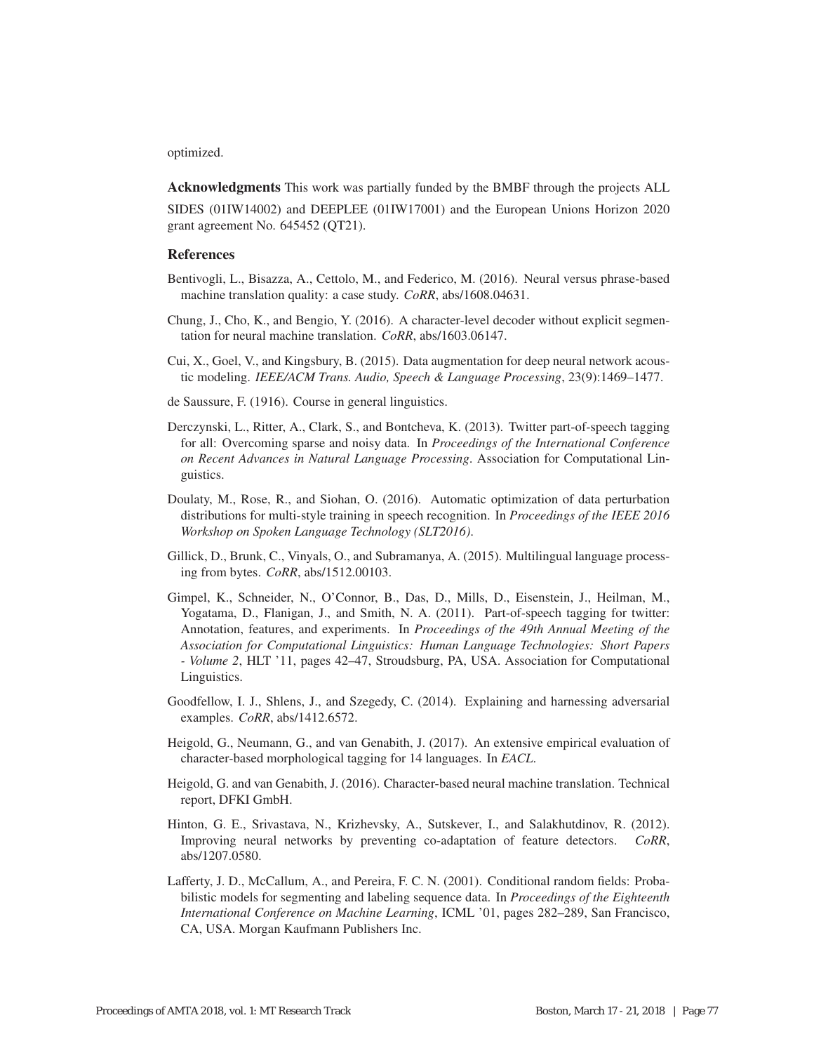optimized.

**Acknowledgments** This work was partially funded by the BMBF through the projects ALL SIDES (01IW14002) and DEEPLEE (01IW17001) and the European Unions Horizon 2020 grant agreement No. 645452 (QT21).

## References

Bentivogli, L., Bisazza, A., Cettolo, M., and Federico, M. (2016). Neural versus phrase-based machine translation quality: a case study. *CoRR*, abs/1608.04631.

Chung, J., Cho, K., and Bengio, Y. (2016). A character-level decoder without explicit segmentation for neural machine translation. *CoRR*, abs/1603.06147.

Cui, X., Goel, V., and Kingsbury, B. (2015). Data augmentation for deep neural network acoustic modeling. *IEEE/ACM Trans. Audio, Speech & Language Processing*, 23(9):1469–1477.

de Saussure, F. (1916). Course in general linguistics.

Derczynski, L., Ritter, A., Clark, S., and Bontcheva, K. (2013). Twitter part-of-speech tagging for all: Overcoming sparse and noisy data. In *Proceedings of the International Conference on Recent Advances in Natural Language Processing*. Association for Computational Linguistics.

Doulaty, M., Rose, R., and Siohan, O. (2016). Automatic optimization of data perturbation distributions for multi-style training in speech recognition. In *Proceedings of the IEEE 2016 Workshop on Spoken Language Technology (SLT2016)*.

Gillick, D., Brunk, C., Vinyals, O., and Subramanya, A. (2015). Multilingual language processing from bytes. *CoRR*, abs/1512.00103.

Gimpel, K., Schneider, N., O'Connor, B., Das, D., Mills, D., Eisenstein, J., Heilman, M., Yogatama, D., Flanigan, J., and Smith, N. A. (2011). Part-of-speech tagging for twitter: Annotation, features, and experiments. In *Proceedings of the 49th Annual Meeting of the Association for Computational Linguistics: Human Language Technologies: Short Papers - Volume 2*, HLT '11, pages 42–47, Stroudsburg, PA, USA. Association for Computational Linguistics.

Goodfellow, I. J., Shlens, J., and Szegedy, C. (2014). Explaining and harnessing adversarial examples. *CoRR*, abs/1412.6572.

Heigold, G., Neumann, G., and van Genabith, J. (2017). An extensive empirical evaluation of character-based morphological tagging for 14 languages. In *EACL*.

Heigold, G. and van Genabith, J. (2016). Character-based neural machine translation. Technical report, DFKI GmbH.

Hinton, G. E., Srivastava, N., Krizhevsky, A., Sutskever, I., and Salakhutdinov, R. (2012). Improving neural networks by preventing co-adaptation of feature detectors. *CoRR*, abs/1207.0580.

Lafferty, J. D., McCallum, A., and Pereira, F. C. N. (2001). Conditional random fields: Probabilistic models for segmenting and labeling sequence data. In *Proceedings of the Eighteenth International Conference on Machine Learning*, ICML '01, pages 282–289, San Francisco, CA, USA. Morgan Kaufmann Publishers Inc.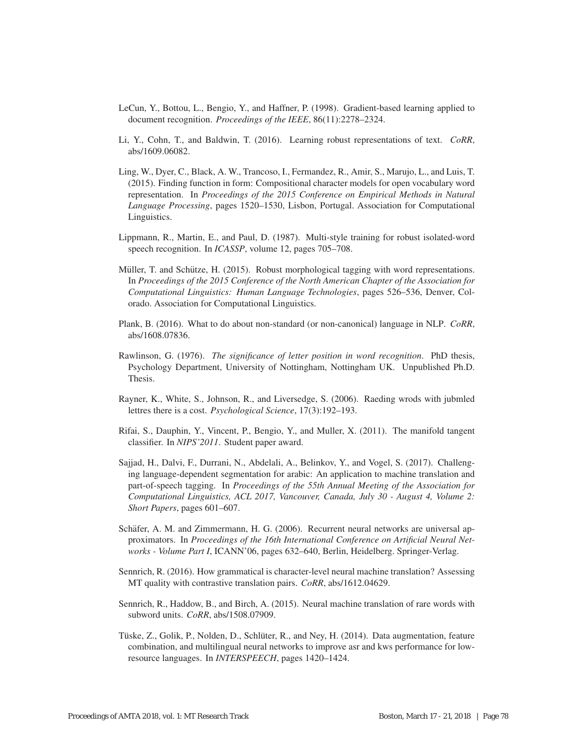LeCun, Y., Bottou, L., Bengio, Y., and Haffner, P. (1998). Gradient-based learning applied to document recognition. *Proceedings of the IEEE*, 86(11):2278–2324.

Li, Y., Cohn, T., and Baldwin, T. (2016). Learning robust representations of text. *CoRR*, abs/1609.06082.

Ling, W., Dyer, C., Black, A. W., Trancoso, I., Fermandez, R., Amir, S., Marujo, L., and Luis, T. (2015). Finding function in form: Compositional character models for open vocabulary word representation. In *Proceedings of the 2015 Conference on Empirical Methods in Natural Language Processing*, pages 1520–1530, Lisbon, Portugal. Association for Computational Linguistics.

Lippmann, R., Martin, E., and Paul, D. (1987). Multi-style training for robust isolated-word speech recognition. In *ICASSP*, volume 12, pages 705–708.

Müller, T. and Schütze, H. (2015). Robust morphological tagging with word representations. In *Proceedings of the 2015 Conference of the North American Chapter of the Association for Computational Linguistics: Human Language Technologies*, pages 526–536, Denver, Colorado. Association for Computational Linguistics.

Plank, B. (2016). What to do about non-standard (or non-canonical) language in NLP. *CoRR*, abs/1608.07836.

Rawlinson, G. (1976). *The significance of letter position in word recognition*. PhD thesis, Psychology Department, University of Nottingham, Nottingham UK. Unpublished Ph.D. Thesis.

Rayner, K., White, S., Johnson, R., and Liversedge, S. (2006). Raeding wrods with jubmled lettres there is a cost. *Psychological Science*, 17(3):192–193.

Rifai, S., Dauphin, Y., Vincent, P., Bengio, Y., and Muller, X. (2011). The manifold tangent classifier. In *NIPS'2011*. Student paper award.

Sajjad, H., Dalvi, F., Durrani, N., Abdelali, A., Belinkov, Y., and Vogel, S. (2017). Challenging language-dependent segmentation for arabic: An application to machine translation and part-of-speech tagging. In *Proceedings of the 55th Annual Meeting of the Association for Computational Linguistics, ACL 2017, Vancouver, Canada, July 30 - August 4, Volume 2: Short Papers*, pages 601–607.

Schäfer, A. M. and Zimmermann, H. G. (2006). Recurrent neural networks are universal approximators. In *Proceedings of the 16th International Conference on Artificial Neural Networks - Volume Part I*, ICANN'06, pages 632–640, Berlin, Heidelberg. Springer-Verlag.

Sennrich, R. (2016). How grammatical is character-level neural machine translation? Assessing MT quality with contrastive translation pairs. *CoRR*, abs/1612.04629.

Sennrich, R., Haddow, B., and Birch, A. (2015). Neural machine translation of rare words with subword units. *CoRR*, abs/1508.07909.

Tüske, Z., Golik, P., Nolden, D., Schlüter, R., and Ney, H. (2014). Data augmentation, feature combination, and multilingual neural networks to improve asr and kws performance for low-resource languages. In *INTERSPEECH*, pages 1420–1424.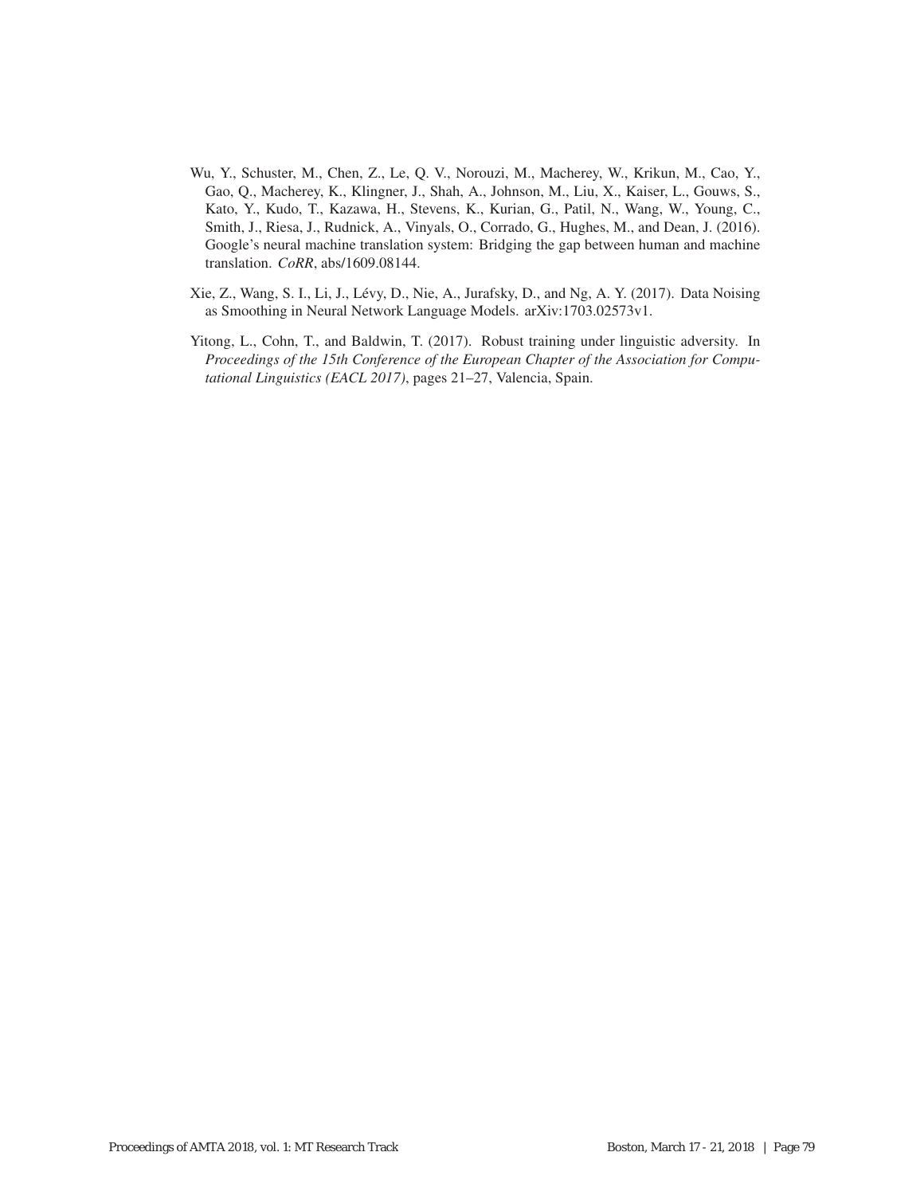Wu, Y., Schuster, M., Chen, Z., Le, Q. V., Norouzi, M., Macherey, W., Krikun, M., Cao, Y., Gao, Q., Macherey, K., Klingner, J., Shah, A., Johnson, M., Liu, X., Kaiser, L., Gouws, S., Kato, Y., Kudo, T., Kazawa, H., Stevens, K., Kurian, G., Patil, N., Wang, W., Young, C., Smith, J., Riesa, J., Rudnick, A., Vinyals, O., Corrado, G., Hughes, M., and Dean, J. (2016). Google's neural machine translation system: Bridging the gap between human and machine translation. *CoRR*, abs/1609.08144.

Xie, Z., Wang, S. I., Li, J., Lévy, D., Nie, A., Jurafsky, D., and Ng, A. Y. (2017). Data Noising as Smoothing in Neural Network Language Models. arXiv:1703.02573v1.

Yitong, L., Cohn, T., and Baldwin, T. (2017). Robust training under linguistic adversity. In *Proceedings of the 15th Conference of the European Chapter of the Association for Computational Linguistics (EACL 2017)*, pages 21–27, Valencia, Spain.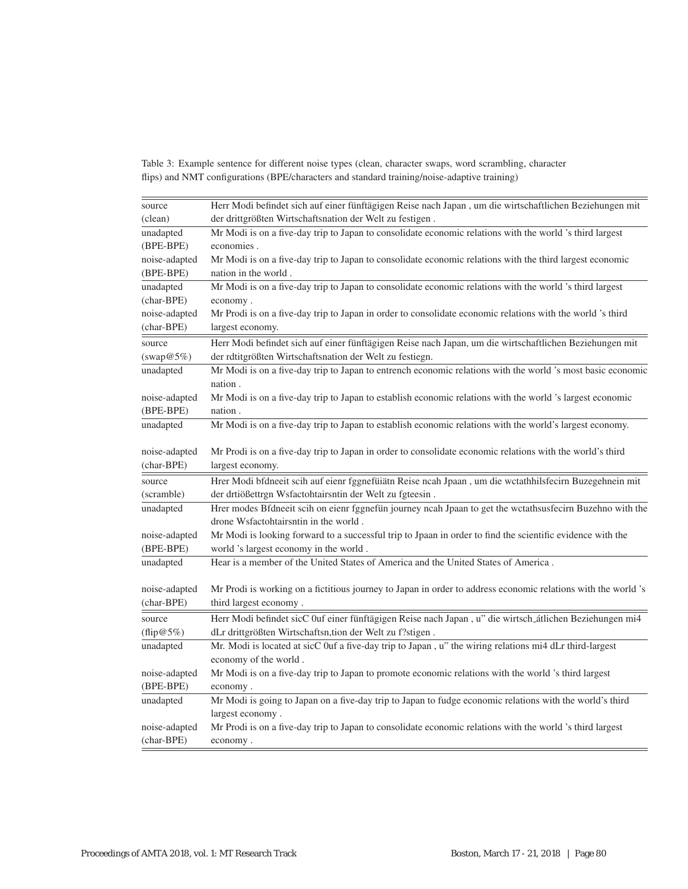Table 3: Example sentence for different noise types (clean, character swaps, word scrambling, character flips) and NMT configurations (BPE/characters and standard training/noise-adaptive training)

| | |
|---|---|
| source (clean) | Herr Modi befindet sich auf einer fünftägigen Reise nach Japan , um die wirtschaftlichen Beziehungen mit der drittgrößten Wirtschaftsnation der Welt zu festigen . |
| unadapted (BPE-BPE) | Mr Modi is on a five-day trip to Japan to consolidate economic relations with the world 's third largest economies . |
| noise-adapted (BPE-BPE) | Mr Modi is on a five-day trip to Japan to consolidate economic relations with the third largest economic nation in the world . |
| unadapted (char-BPE) | Mr Modi is on a five-day trip to Japan to consolidate economic relations with the world 's third largest economy . |
| noise-adapted (char-BPE) | Mr Prodi is on a five-day trip to Japan in order to consolidate economic relations with the world 's third largest economy. |
| source (swap@5%) | Herr Modi befindet sich auf einer fünftägigen Reise nach Japan, um die wirtschaftlichen Beziehungen mit der rdtitgrößten Wirtschaftsnation der Welt zu festiegn. |
| unadapted | Mr Modi is on a five-day trip to Japan to entrench economic relations with the world 's most basic economic nation . |
| noise-adapted (BPE-BPE) | Mr Modi is on a five-day trip to Japan to establish economic relations with the world 's largest economic nation . |
| unadapted | Mr Modi is on a five-day trip to Japan to establish economic relations with the world's largest economy. |
| noise-adapted (char-BPE) | Mr Prodi is on a five-day trip to Japan in order to consolidate economic relations with the world's third largest economy. |
| source (scramble) | Hrer Modi bfdneeit scih auf eienr fggnefüiätn Reise ncah Jpaan , um die wctathhilsfecirn Buzegehnein mit der drtiößettrgn Wsfactohtairsntin der Welt zu fgteesin . |
| unadapted | Hrer modes Bfdneeit scih on eienr fggnefün journey ncah Jpaan to get the wctathsusfecirn Buzehno with the drone Wsfactohtairsntin in the world . |
| noise-adapted (BPE-BPE) | Mr Modi is looking forward to a successful trip to Jpaan in order to find the scientific evidence with the world 's largest economy in the world . |
| unadapted | Hear is a member of the United States of America and the United States of America . |
| noise-adapted (char-BPE) | Mr Prodi is working on a fictitious journey to Japan in order to address economic relations with the world 's third largest economy . |
| source (flip@5%) | Herr Modi befindet sicC 0uf einer fünftägigen Reise nach Japan , u" die wirtsch_átlichen Beziehungen mi4 dLr drittgrößten Wirtschaftsn,tion der Welt zu f?stigen . |
| unadapted | Mr. Modi is located at sicC 0uf a five-day trip to Japan , u" the wiring relations mi4 dLr third-largest economy of the world . |
| noise-adapted (BPE-BPE) | Mr Modi is on a five-day trip to Japan to promote economic relations with the world 's third largest economy . |
| unadapted | Mr Modi is going to Japan on a five-day trip to Japan to fudge economic relations with the world's third largest economy . |
| noise-adapted (char-BPE) | Mr Prodi is on a five-day trip to Japan to consolidate economic relations with the world 's third largest economy . |